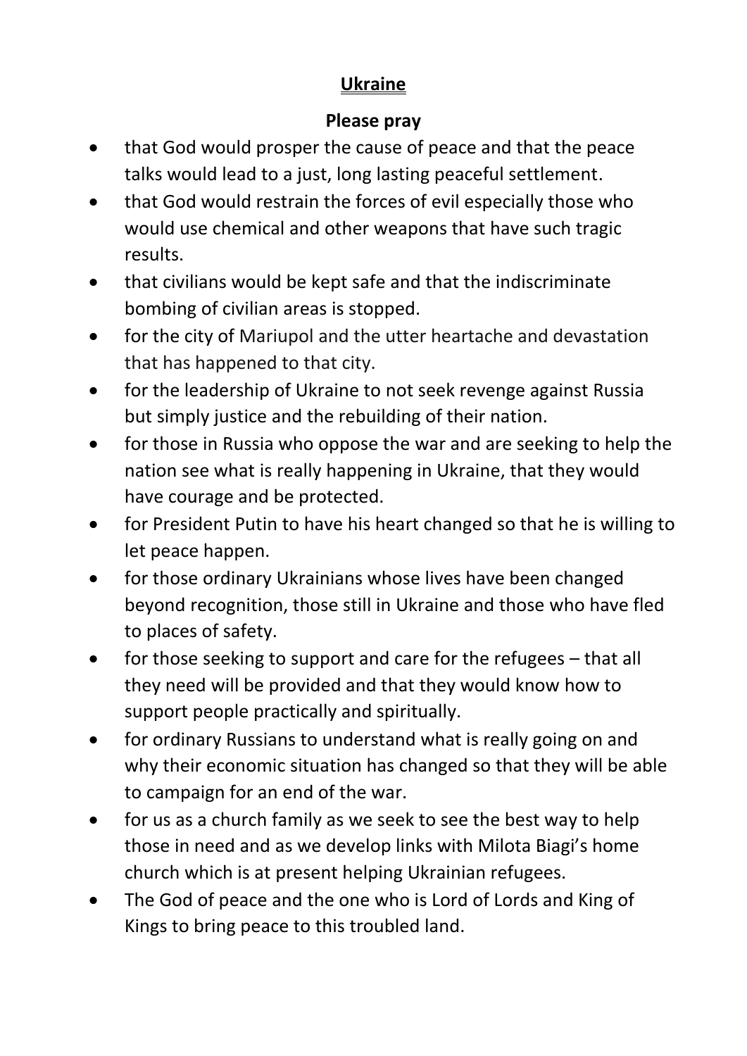# Ukraine

## Please pray

- that God would prosper the cause of peace and that the peace talks would lead to a just, long lasting peaceful settlement.
- that God would restrain the forces of evil especially those who would use chemical and other weapons that have such tragic results.
- that civilians would be kept safe and that the indiscriminate bombing of civilian areas is stopped.
- for the city of Mariupol and the utter heartache and devastation that has happened to that city.
- for the leadership of Ukraine to not seek revenge against Russia but simply justice and the rebuilding of their nation.
- for those in Russia who oppose the war and are seeking to help the nation see what is really happening in Ukraine, that they would have courage and be protected.
- for President Putin to have his heart changed so that he is willing to let peace happen.
- for those ordinary Ukrainians whose lives have been changed beyond recognition, those still in Ukraine and those who have fled to places of safety.
- for those seeking to support and care for the refugees – that all they need will be provided and that they would know how to support people practically and spiritually.
- for ordinary Russians to understand what is really going on and why their economic situation has changed so that they will be able to campaign for an end of the war.
- for us as a church family as we seek to see the best way to help those in need and as we develop links with Milota Biagi's home church which is at present helping Ukrainian refugees.
- The God of peace and the one who is Lord of Lords and King of Kings to bring peace to this troubled land.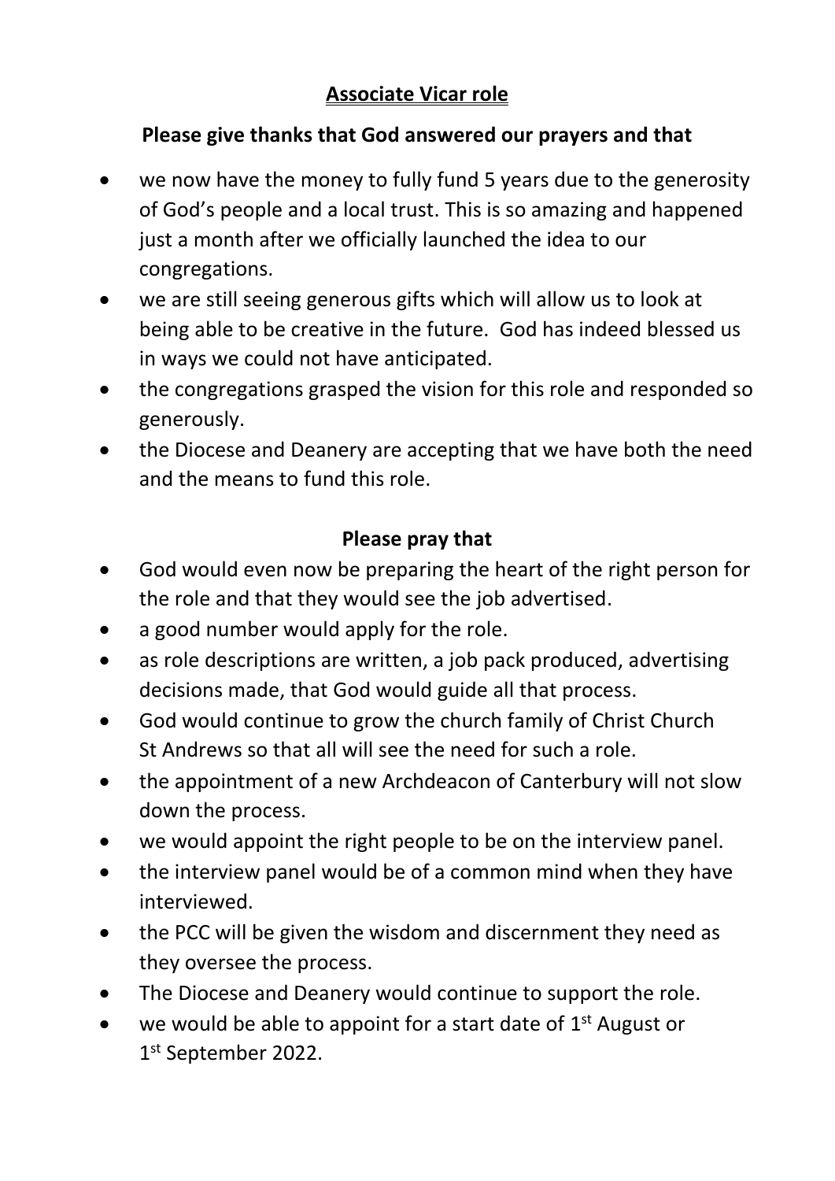## Associate Vicar role

**Please give thanks that God answered our prayers and that**

- we now have the money to fully fund 5 years due to the generosity of God's people and a local trust. This is so amazing and happened just a month after we officially launched the idea to our congregations.
- we are still seeing generous gifts which will allow us to look at being able to be creative in the future. God has indeed blessed us in ways we could not have anticipated.
- the congregations grasped the vision for this role and responded so generously.
- the Diocese and Deanery are accepting that we have both the need and the means to fund this role.

**Please pray that**

- God would even now be preparing the heart of the right person for the role and that they would see the job advertised.
- a good number would apply for the role.
- as role descriptions are written, a job pack produced, advertising decisions made, that God would guide all that process.
- God would continue to grow the church family of Christ Church St Andrews so that all will see the need for such a role.
- the appointment of a new Archdeacon of Canterbury will not slow down the process.
- we would appoint the right people to be on the interview panel.
- the interview panel would be of a common mind when they have interviewed.
- the PCC will be given the wisdom and discernment they need as they oversee the process.
- The Diocese and Deanery would continue to support the role.
- we would be able to appoint for a start date of 1st August or 1st September 2022.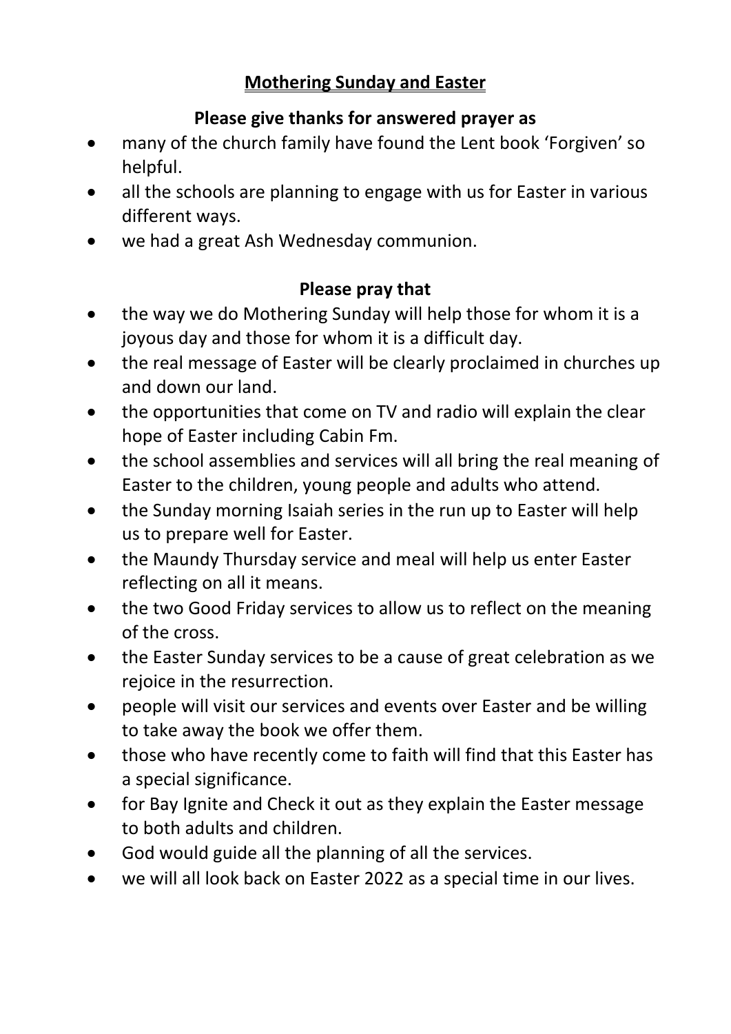## Mothering Sunday and Easter

### Please give thanks for answered prayer as

- many of the church family have found the Lent book 'Forgiven' so helpful.
- all the schools are planning to engage with us for Easter in various different ways.
- we had a great Ash Wednesday communion.

### Please pray that

- the way we do Mothering Sunday will help those for whom it is a joyous day and those for whom it is a difficult day.
- the real message of Easter will be clearly proclaimed in churches up and down our land.
- the opportunities that come on TV and radio will explain the clear hope of Easter including Cabin Fm.
- the school assemblies and services will all bring the real meaning of Easter to the children, young people and adults who attend.
- the Sunday morning Isaiah series in the run up to Easter will help us to prepare well for Easter.
- the Maundy Thursday service and meal will help us enter Easter reflecting on all it means.
- the two Good Friday services to allow us to reflect on the meaning of the cross.
- the Easter Sunday services to be a cause of great celebration as we rejoice in the resurrection.
- people will visit our services and events over Easter and be willing to take away the book we offer them.
- those who have recently come to faith will find that this Easter has a special significance.
- for Bay Ignite and Check it out as they explain the Easter message to both adults and children.
- God would guide all the planning of all the services.
- we will all look back on Easter 2022 as a special time in our lives.